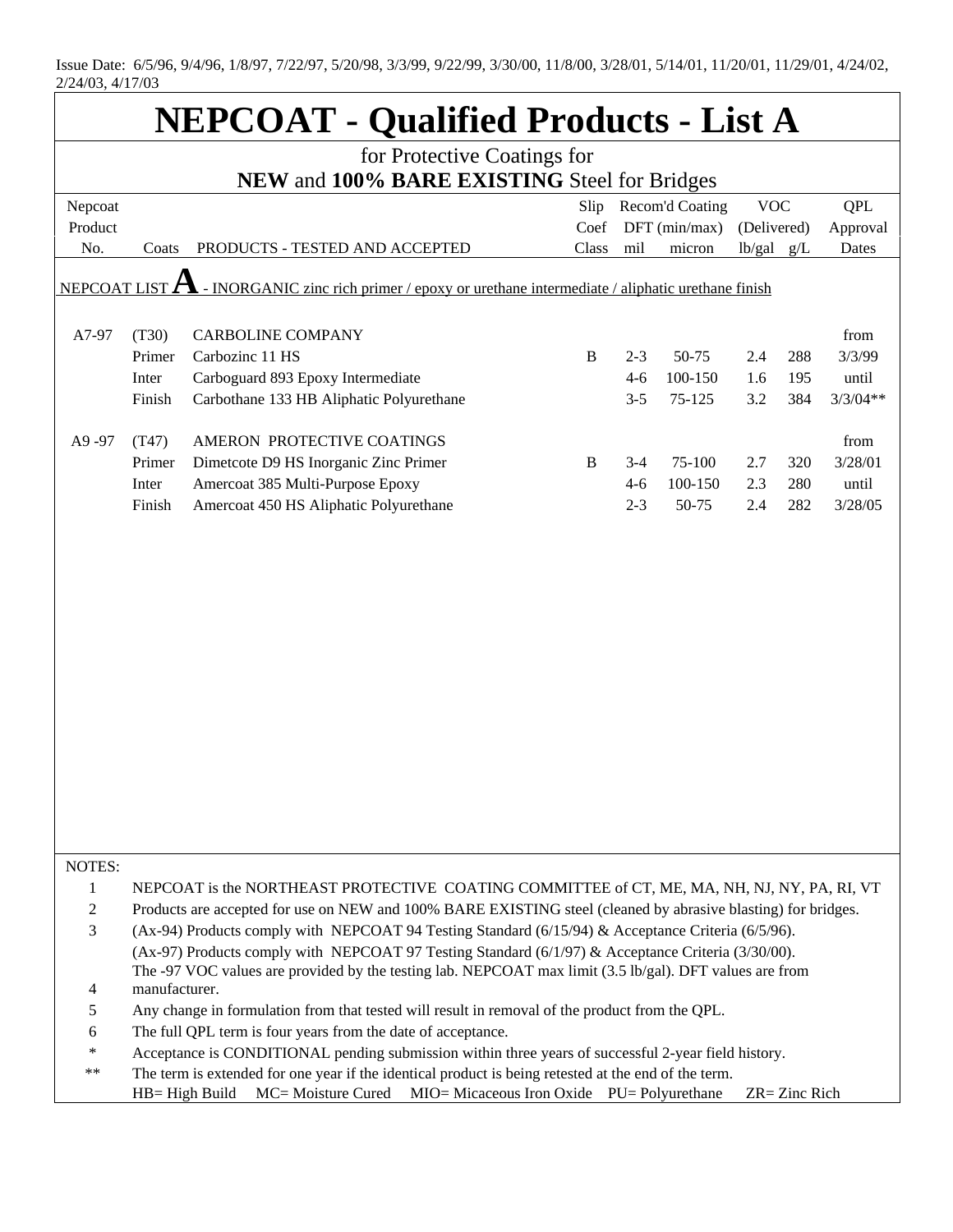Issue Date: 6/5/96, 9/4/96, 1/8/97, 7/22/97, 5/20/98, 3/3/99, 9/22/99, 3/30/00, 11/8/00, 3/28/01, 5/14/01, 11/20/01, 11/29/01, 4/24/02, 2/24/03, 4/17/03

# NEPCOAT - Qualified Products - List A

## for Protective Coatings for **NEW** and **100% BARE EXISTING** Steel for Bridges

| Nepcoat Product No. | Coats | PRODUCTS - TESTED AND ACCEPTED | Slip Coef Class | Recom'd Coating DFT (min/max) mil | micron | VOC (Delivered) lb/gal | g/L | QPL Approval Dates |
|---|---|---|---|---|---|---|---|---|
| NEPCOAT LIST **A** - INORGANIC zinc rich primer / epoxy or urethane intermediate / aliphatic urethane finish | | | | | | | | |
| A7-97 | (T30) | CARBOLINE COMPANY | | | | | | from |
| | Primer | Carbozinc 11 HS | B | 2-3 | 50-75 | 2.4 | 288 | 3/3/99 |
| | Inter | Carboguard 893 Epoxy Intermediate | | 4-6 | 100-150 | 1.6 | 195 | until |
| | Finish | Carbothane 133 HB Aliphatic Polyurethane | | 3-5 | 75-125 | 3.2 | 384 | 3/3/04** |
| A9 -97 | (T47) | AMERON PROTECTIVE COATINGS | | | | | | from |
| | Primer | Dimetcote D9 HS Inorganic Zinc Primer | B | 3-4 | 75-100 | 2.7 | 320 | 3/28/01 |
| | Inter | Amercoat 385 Multi-Purpose Epoxy | | 4-6 | 100-150 | 2.3 | 280 | until |
| | Finish | Amercoat 450 HS Aliphatic Polyurethane | | 2-3 | 50-75 | 2.4 | 282 | 3/28/05 |

NOTES:

1. NEPCOAT is the NORTHEAST PROTECTIVE COATING COMMITTEE of CT, ME, MA, NH, NJ, NY, PA, RI, VT
2. Products are accepted for use on NEW and 100% BARE EXISTING steel (cleaned by abrasive blasting) for bridges.
3. (Ax-94) Products comply with NEPCOAT 94 Testing Standard (6/15/94) & Acceptance Criteria (6/5/96).
   (Ax-97) Products comply with NEPCOAT 97 Testing Standard (6/1/97) & Acceptance Criteria (3/30/00).
4. The -97 VOC values are provided by the testing lab. NEPCOAT max limit (3.5 lb/gal). DFT values are from manufacturer.
5. Any change in formulation from that tested will result in removal of the product from the QPL.
6. The full QPL term is four years from the date of acceptance.

\* Acceptance is CONDITIONAL pending submission within three years of successful 2-year field history.

** The term is extended for one year if the identical product is being retested at the end of the term.

HB= High Build MC= Moisture Cured MIO= Micaceous Iron Oxide PU= Polyurethane ZR= Zinc Rich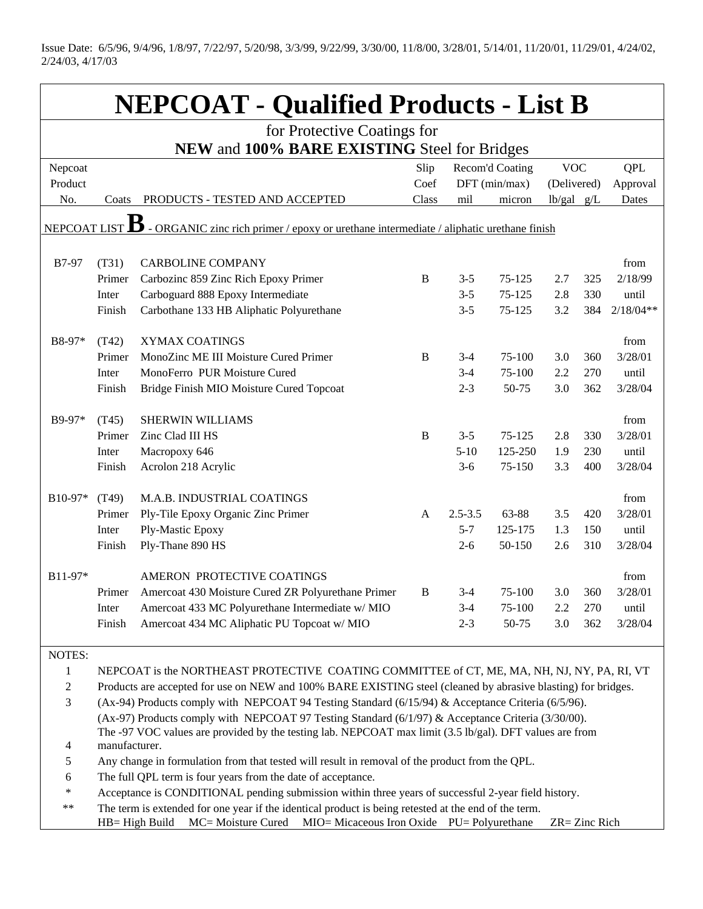Issue Date: 6/5/96, 9/4/96, 1/8/97, 7/22/97, 5/20/98, 3/3/99, 9/22/99, 3/30/00, 11/8/00, 3/28/01, 5/14/01, 11/20/01, 11/29/01, 4/24/02, 2/24/03, 4/17/03

# NEPCOAT - Qualified Products - List B

for Protective Coatings for
**NEW** and **100% BARE EXISTING** Steel for Bridges

| Nepcoat Product No. | | Coats | PRODUCTS - TESTED AND ACCEPTED | Slip Coef Class | Recom'd Coating DFT (min/max) mil | micron | VOC (Delivered) lb/gal | g/L | QPL Approval Dates |
|---|---|---|---|---|---|---|---|---|---|
| NEPCOAT LIST **B** - ORGANIC zinc rich primer / epoxy or urethane intermediate / aliphatic urethane finish | | | | | | | | | |
| B7-97 | (T31) | | CARBOLINE COMPANY | | | | | | from |
| | | Primer | Carbozinc 859 Zinc Rich Epoxy Primer | B | 3-5 | 75-125 | 2.7 | 325 | 2/18/99 |
| | | Inter | Carboguard 888 Epoxy Intermediate | | 3-5 | 75-125 | 2.8 | 330 | until |
| | | Finish | Carbothane 133 HB Aliphatic Polyurethane | | 3-5 | 75-125 | 3.2 | 384 | 2/18/04** |
| B8-97* | (T42) | | XYMAX COATINGS | | | | | | from |
| | | Primer | MonoZinc ME III Moisture Cured Primer | B | 3-4 | 75-100 | 3.0 | 360 | 3/28/01 |
| | | Inter | MonoFerro PUR Moisture Cured | | 3-4 | 75-100 | 2.2 | 270 | until |
| | | Finish | Bridge Finish MIO Moisture Cured Topcoat | | 2-3 | 50-75 | 3.0 | 362 | 3/28/04 |
| B9-97* | (T45) | | SHERWIN WILLIAMS | | | | | | from |
| | | Primer | Zinc Clad III HS | B | 3-5 | 75-125 | 2.8 | 330 | 3/28/01 |
| | | Inter | Macropoxy 646 | | 5-10 | 125-250 | 1.9 | 230 | until |
| | | Finish | Acrolon 218 Acrylic | | 3-6 | 75-150 | 3.3 | 400 | 3/28/04 |
| B10-97* | (T49) | | M.A.B. INDUSTRIAL COATINGS | | | | | | from |
| | | Primer | Ply-Tile Epoxy Organic Zinc Primer | A | 2.5-3.5 | 63-88 | 3.5 | 420 | 3/28/01 |
| | | Inter | Ply-Mastic Epoxy | | 5-7 | 125-175 | 1.3 | 150 | until |
| | | Finish | Ply-Thane 890 HS | | 2-6 | 50-150 | 2.6 | 310 | 3/28/04 |
| B11-97* | | | AMERON PROTECTIVE COATINGS | | | | | | from |
| | | Primer | Amercoat 430 Moisture Cured ZR Polyurethane Primer | B | 3-4 | 75-100 | 3.0 | 360 | 3/28/01 |
| | | Inter | Amercoat 433 MC Polyurethane Intermediate w/ MIO | | 3-4 | 75-100 | 2.2 | 270 | until |
| | | Finish | Amercoat 434 MC Aliphatic PU Topcoat w/ MIO | | 2-3 | 50-75 | 3.0 | 362 | 3/28/04 |

NOTES:

1. NEPCOAT is the NORTHEAST PROTECTIVE COATING COMMITTEE of CT, ME, MA, NH, NJ, NY, PA, RI, VT
2. Products are accepted for use on NEW and 100% BARE EXISTING steel (cleaned by abrasive blasting) for bridges.
3. (Ax-94) Products comply with NEPCOAT 94 Testing Standard (6/15/94) & Acceptance Criteria (6/5/96).
   (Ax-97) Products comply with NEPCOAT 97 Testing Standard (6/1/97) & Acceptance Criteria (3/30/00).
4. The -97 VOC values are provided by the testing lab. NEPCOAT max limit (3.5 lb/gal). DFT values are from manufacturer.
5. Any change in formulation from that tested will result in removal of the product from the QPL.
6. The full QPL term is four years from the date of acceptance.

\* Acceptance is CONDITIONAL pending submission within three years of successful 2-year field history.

** The term is extended for one year if the identical product is being retested at the end of the term.

HB= High Build MC= Moisture Cured MIO= Micaceous Iron Oxide PU= Polyurethane ZR= Zinc Rich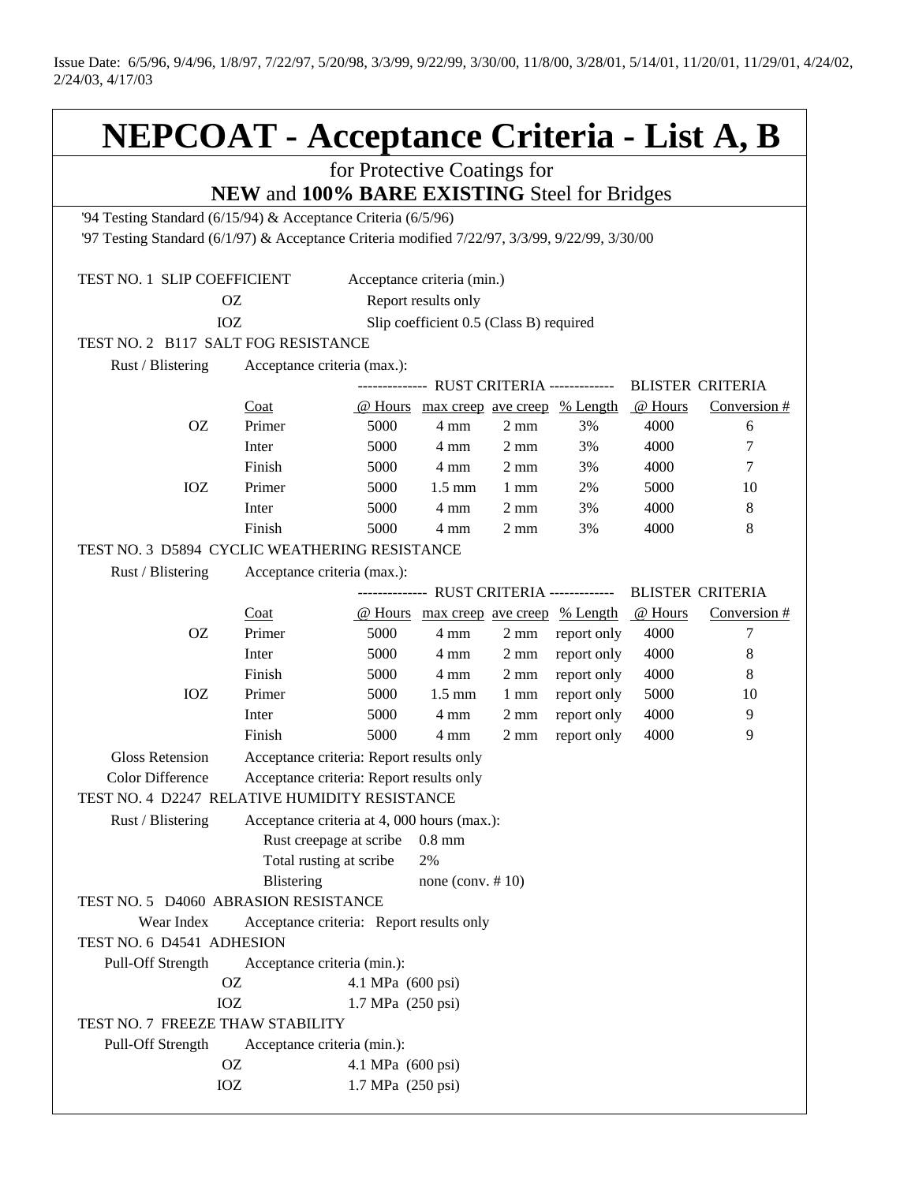Issue Date: 6/5/96, 9/4/96, 1/8/97, 7/22/97, 5/20/98, 3/3/99, 9/22/99, 3/30/00, 11/8/00, 3/28/01, 5/14/01, 11/20/01, 11/29/01, 4/24/02, 2/24/03, 4/17/03

# NEPCOAT - Acceptance Criteria - List A, B

## for Protective Coatings for **NEW** and **100% BARE EXISTING** Steel for Bridges

'94 Testing Standard (6/15/94) & Acceptance Criteria (6/5/96)

'97 Testing Standard (6/1/97) & Acceptance Criteria modified 7/22/97, 3/3/99, 9/22/99, 3/30/00

**TEST NO. 1 SLIP COEFFICIENT** — Acceptance criteria (min.)

- OZ: Report results only
- IOZ: Slip coefficient 0.5 (Class B) required

**TEST NO. 2 B117 SALT FOG RESISTANCE**

Rust / Blistering — Acceptance criteria (max.):

| | Coat | RUST CRITERIA @ Hours | max creep | ave creep | % Length | BLISTER CRITERIA @ Hours | Conversion # |
|---|---|---|---|---|---|---|---|
| OZ | Primer | 5000 | 4 mm | 2 mm | 3% | 4000 | 6 |
| | Inter | 5000 | 4 mm | 2 mm | 3% | 4000 | 7 |
| | Finish | 5000 | 4 mm | 2 mm | 3% | 4000 | 7 |
| IOZ | Primer | 5000 | 1.5 mm | 1 mm | 2% | 5000 | 10 |
| | Inter | 5000 | 4 mm | 2 mm | 3% | 4000 | 8 |
| | Finish | 5000 | 4 mm | 2 mm | 3% | 4000 | 8 |

**TEST NO. 3 D5894 CYCLIC WEATHERING RESISTANCE**

Rust / Blistering — Acceptance criteria (max.):

| | Coat | RUST CRITERIA @ Hours | max creep | ave creep | % Length | BLISTER CRITERIA @ Hours | Conversion # |
|---|---|---|---|---|---|---|---|
| OZ | Primer | 5000 | 4 mm | 2 mm | report only | 4000 | 7 |
| | Inter | 5000 | 4 mm | 2 mm | report only | 4000 | 8 |
| | Finish | 5000 | 4 mm | 2 mm | report only | 4000 | 8 |
| IOZ | Primer | 5000 | 1.5 mm | 1 mm | report only | 5000 | 10 |
| | Inter | 5000 | 4 mm | 2 mm | report only | 4000 | 9 |
| | Finish | 5000 | 4 mm | 2 mm | report only | 4000 | 9 |

Gloss Retension — Acceptance criteria: Report results only

Color Difference — Acceptance criteria: Report results only

**TEST NO. 4 D2247 RELATIVE HUMIDITY RESISTANCE**

Rust / Blistering — Acceptance criteria at 4, 000 hours (max.):

- Rust creepage at scribe: 0.8 mm
- Total rusting at scribe: 2%
- Blistering: none (conv. # 10)

**TEST NO. 5 D4060 ABRASION RESISTANCE**

Wear Index — Acceptance criteria: Report results only

**TEST NO. 6 D4541 ADHESION**

Pull-Off Strength — Acceptance criteria (min.):

- OZ: 4.1 MPa (600 psi)
- IOZ: 1.7 MPa (250 psi)

**TEST NO. 7 FREEZE THAW STABILITY**

Pull-Off Strength — Acceptance criteria (min.):

- OZ: 4.1 MPa (600 psi)
- IOZ: 1.7 MPa (250 psi)